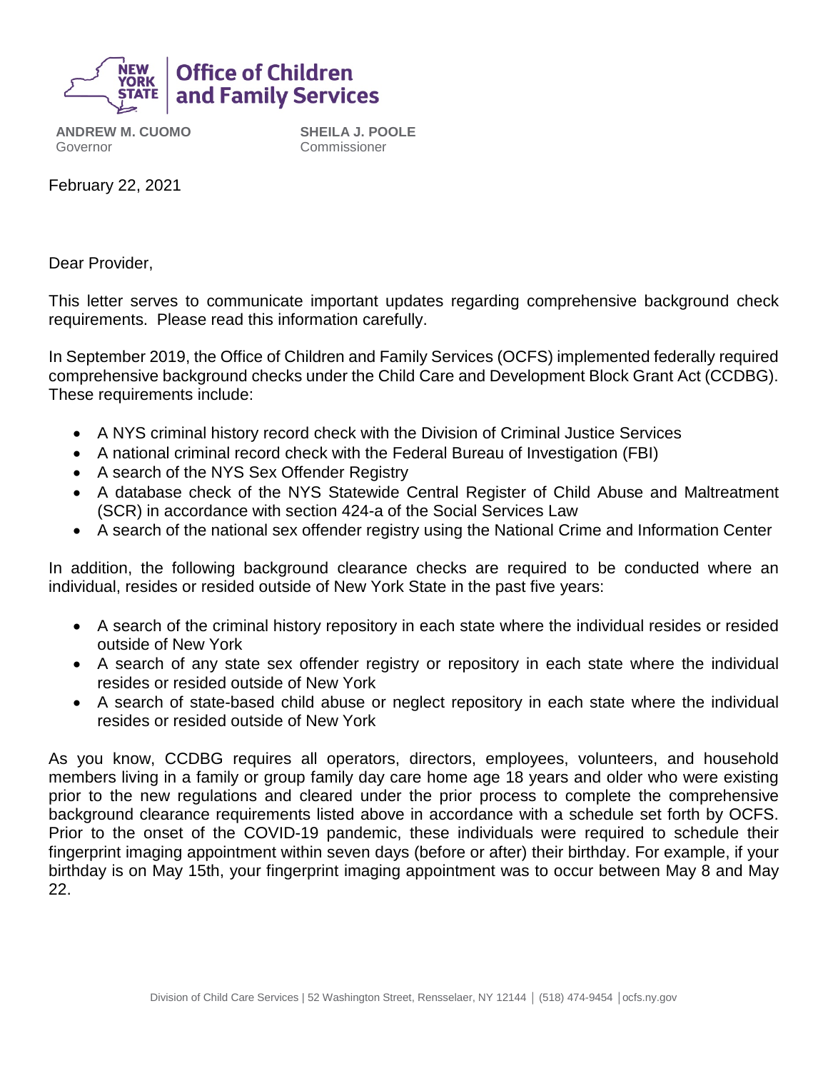**New York State | Office of Children and Family Services**

**ANDREW M. CUOMO**
Governor

**SHEILA J. POOLE**
Commissioner

February 22, 2021

Dear Provider,

This letter serves to communicate important updates regarding comprehensive background check requirements. Please read this information carefully.

In September 2019, the Office of Children and Family Services (OCFS) implemented federally required comprehensive background checks under the Child Care and Development Block Grant Act (CCDBG). These requirements include:

- A NYS criminal history record check with the Division of Criminal Justice Services
- A national criminal record check with the Federal Bureau of Investigation (FBI)
- A search of the NYS Sex Offender Registry
- A database check of the NYS Statewide Central Register of Child Abuse and Maltreatment (SCR) in accordance with section 424-a of the Social Services Law
- A search of the national sex offender registry using the National Crime and Information Center

In addition, the following background clearance checks are required to be conducted where an individual, resides or resided outside of New York State in the past five years:

- A search of the criminal history repository in each state where the individual resides or resided outside of New York
- A search of any state sex offender registry or repository in each state where the individual resides or resided outside of New York
- A search of state-based child abuse or neglect repository in each state where the individual resides or resided outside of New York

As you know, CCDBG requires all operators, directors, employees, volunteers, and household members living in a family or group family day care home age 18 years and older who were existing prior to the new regulations and cleared under the prior process to complete the comprehensive background clearance requirements listed above in accordance with a schedule set forth by OCFS. Prior to the onset of the COVID-19 pandemic, these individuals were required to schedule their fingerprint imaging appointment within seven days (before or after) their birthday. For example, if your birthday is on May 15th, your fingerprint imaging appointment was to occur between May 8 and May 22.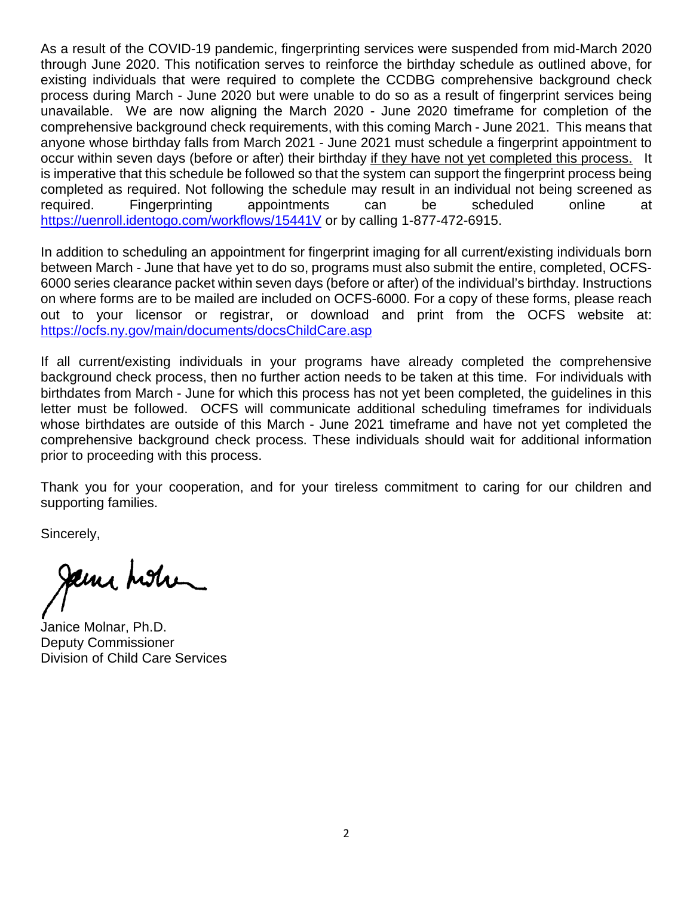As a result of the COVID-19 pandemic, fingerprinting services were suspended from mid-March 2020 through June 2020. This notification serves to reinforce the birthday schedule as outlined above, for existing individuals that were required to complete the CCDBG comprehensive background check process during March - June 2020 but were unable to do so as a result of fingerprint services being unavailable. We are now aligning the March 2020 - June 2020 timeframe for completion of the comprehensive background check requirements, with this coming March - June 2021. This means that anyone whose birthday falls from March 2021 - June 2021 must schedule a fingerprint appointment to occur within seven days (before or after) their birthday <u>if they have not yet completed this process.</u> It is imperative that this schedule be followed so that the system can support the fingerprint process being completed as required. Not following the schedule may result in an individual not being screened as required. Fingerprinting appointments can be scheduled online at https://uenroll.identogo.com/workflows/15441V or by calling 1-877-472-6915.

In addition to scheduling an appointment for fingerprint imaging for all current/existing individuals born between March - June that have yet to do so, programs must also submit the entire, completed, OCFS-6000 series clearance packet within seven days (before or after) of the individual's birthday. Instructions on where forms are to be mailed are included on OCFS-6000. For a copy of these forms, please reach out to your licensor or registrar, or download and print from the OCFS website at: https://ocfs.ny.gov/main/documents/docsChildCare.asp

If all current/existing individuals in your programs have already completed the comprehensive background check process, then no further action needs to be taken at this time. For individuals with birthdates from March - June for which this process has not yet been completed, the guidelines in this letter must be followed. OCFS will communicate additional scheduling timeframes for individuals whose birthdates are outside of this March - June 2021 timeframe and have not yet completed the comprehensive background check process. These individuals should wait for additional information prior to proceeding with this process.

Thank you for your cooperation, and for your tireless commitment to caring for our children and supporting families.

Sincerely,

Janice Molnar, Ph.D.
Deputy Commissioner
Division of Child Care Services